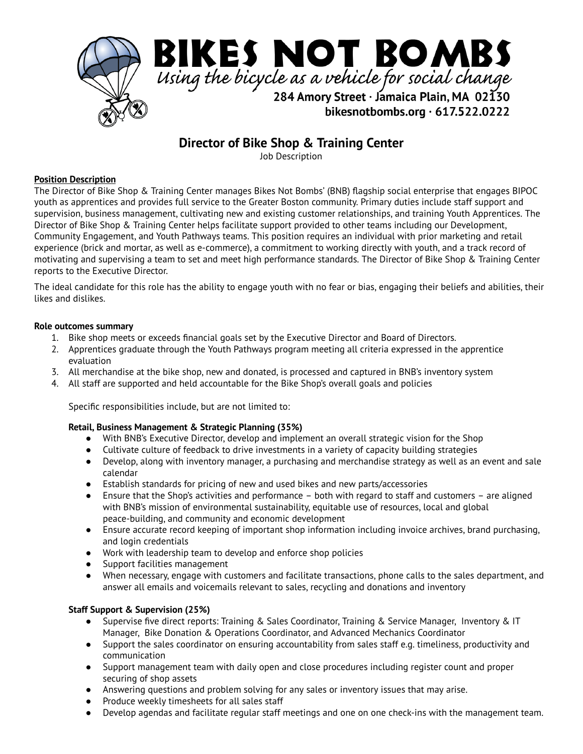# BIKES NOT BOMBS

*Using the bicycle as a vehicle for social change*

**284 Amory Street · Jamaica Plain, MA 02130**
**bikesnotbombs.org · 617.522.0222**

## Director of Bike Shop & Training Center

Job Description

**Position Description**

The Director of Bike Shop & Training Center manages Bikes Not Bombs' (BNB) flagship social enterprise that engages BIPOC youth as apprentices and provides full service to the Greater Boston community. Primary duties include staff support and supervision, business management, cultivating new and existing customer relationships, and training Youth Apprentices. The Director of Bike Shop & Training Center helps facilitate support provided to other teams including our Development, Community Engagement, and Youth Pathways teams. This position requires an individual with prior marketing and retail experience (brick and mortar, as well as e-commerce), a commitment to working directly with youth, and a track record of motivating and supervising a team to set and meet high performance standards. The Director of Bike Shop & Training Center reports to the Executive Director.

The ideal candidate for this role has the ability to engage youth with no fear or bias, engaging their beliefs and abilities, their likes and dislikes.

**Role outcomes summary**

1. Bike shop meets or exceeds financial goals set by the Executive Director and Board of Directors.
2. Apprentices graduate through the Youth Pathways program meeting all criteria expressed in the apprentice evaluation
3. All merchandise at the bike shop, new and donated, is processed and captured in BNB's inventory system
4. All staff are supported and held accountable for the Bike Shop's overall goals and policies

Specific responsibilities include, but are not limited to:

**Retail, Business Management & Strategic Planning (35%)**

- With BNB's Executive Director, develop and implement an overall strategic vision for the Shop
- Cultivate culture of feedback to drive investments in a variety of capacity building strategies
- Develop, along with inventory manager, a purchasing and merchandise strategy as well as an event and sale calendar
- Establish standards for pricing of new and used bikes and new parts/accessories
- Ensure that the Shop's activities and performance – both with regard to staff and customers – are aligned with BNB's mission of environmental sustainability, equitable use of resources, local and global peace-building, and community and economic development
- Ensure accurate record keeping of important shop information including invoice archives, brand purchasing, and login credentials
- Work with leadership team to develop and enforce shop policies
- Support facilities management
- When necessary, engage with customers and facilitate transactions, phone calls to the sales department, and answer all emails and voicemails relevant to sales, recycling and donations and inventory

**Staff Support & Supervision (25%)**

- Supervise five direct reports: Training & Sales Coordinator, Training & Service Manager, Inventory & IT Manager, Bike Donation & Operations Coordinator, and Advanced Mechanics Coordinator
- Support the sales coordinator on ensuring accountability from sales staff e.g. timeliness, productivity and communication
- Support management team with daily open and close procedures including register count and proper securing of shop assets
- Answering questions and problem solving for any sales or inventory issues that may arise.
- Produce weekly timesheets for all sales staff
- Develop agendas and facilitate regular staff meetings and one on one check-ins with the management team.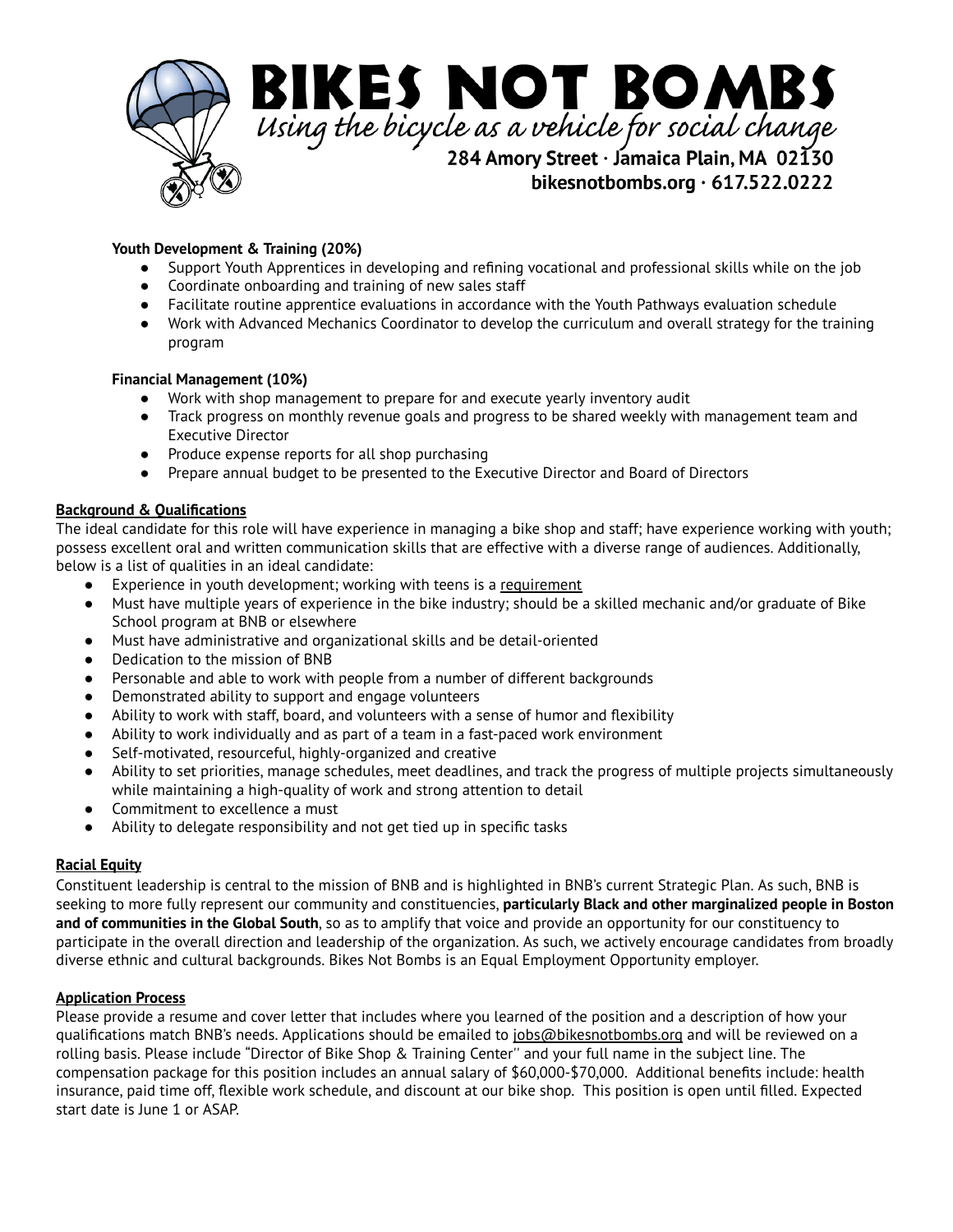**Youth Development & Training (20%)**

- Support Youth Apprentices in developing and refining vocational and professional skills while on the job
- Coordinate onboarding and training of new sales staff
- Facilitate routine apprentice evaluations in accordance with the Youth Pathways evaluation schedule
- Work with Advanced Mechanics Coordinator to develop the curriculum and overall strategy for the training program

**Financial Management (10%)**

- Work with shop management to prepare for and execute yearly inventory audit
- Track progress on monthly revenue goals and progress to be shared weekly with management team and Executive Director
- Produce expense reports for all shop purchasing
- Prepare annual budget to be presented to the Executive Director and Board of Directors

## Background & Qualifications

The ideal candidate for this role will have experience in managing a bike shop and staff; have experience working with youth; possess excellent oral and written communication skills that are effective with a diverse range of audiences. Additionally, below is a list of qualities in an ideal candidate:

- Experience in youth development; working with teens is a requirement
- Must have multiple years of experience in the bike industry; should be a skilled mechanic and/or graduate of Bike School program at BNB or elsewhere
- Must have administrative and organizational skills and be detail-oriented
- Dedication to the mission of BNB
- Personable and able to work with people from a number of different backgrounds
- Demonstrated ability to support and engage volunteers
- Ability to work with staff, board, and volunteers with a sense of humor and flexibility
- Ability to work individually and as part of a team in a fast-paced work environment
- Self-motivated, resourceful, highly-organized and creative
- Ability to set priorities, manage schedules, meet deadlines, and track the progress of multiple projects simultaneously while maintaining a high-quality of work and strong attention to detail
- Commitment to excellence a must
- Ability to delegate responsibility and not get tied up in specific tasks

## Racial Equity

Constituent leadership is central to the mission of BNB and is highlighted in BNB's current Strategic Plan. As such, BNB is seeking to more fully represent our community and constituencies, **particularly Black and other marginalized people in Boston and of communities in the Global South**, so as to amplify that voice and provide an opportunity for our constituency to participate in the overall direction and leadership of the organization. As such, we actively encourage candidates from broadly diverse ethnic and cultural backgrounds. Bikes Not Bombs is an Equal Employment Opportunity employer.

## Application Process

Please provide a resume and cover letter that includes where you learned of the position and a description of how your qualifications match BNB's needs. Applications should be emailed to jobs@bikesnotbombs.org and will be reviewed on a rolling basis. Please include "Director of Bike Shop & Training Center" and your full name in the subject line. The compensation package for this position includes an annual salary of $60,000-$70,000. Additional benefits include: health insurance, paid time off, flexible work schedule, and discount at our bike shop. This position is open until filled. Expected start date is June 1 or ASAP.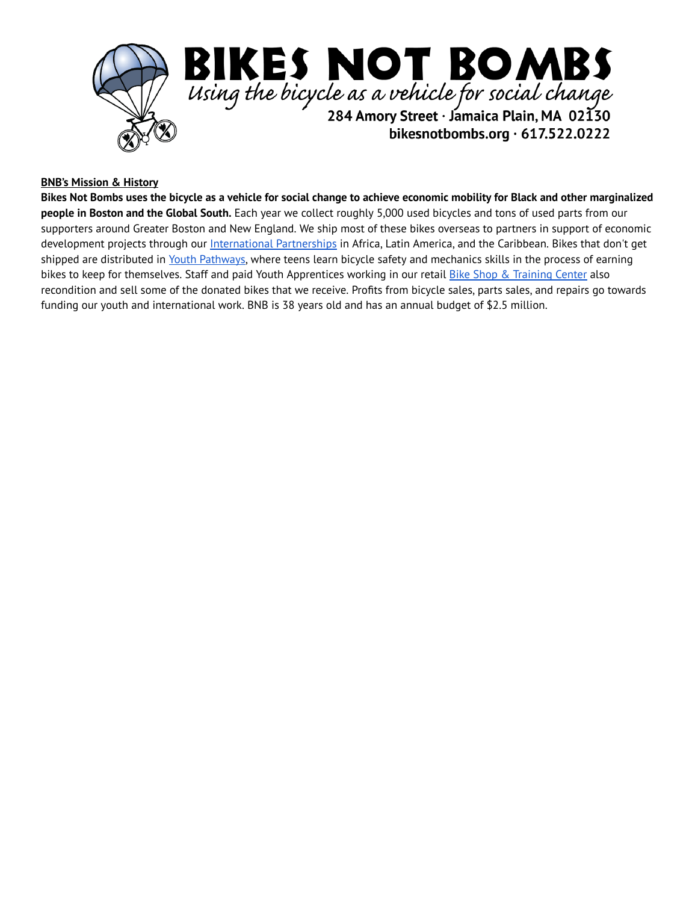# BIKES NOT BOMBS

*Using the bicycle as a vehicle for social change*

**284 Amory Street · Jamaica Plain, MA 02130**
**bikesnotbombs.org · 617.522.0222**

**BNB's Mission & History**

**Bikes Not Bombs uses the bicycle as a vehicle for social change to achieve economic mobility for Black and other marginalized people in Boston and the Global South.** Each year we collect roughly 5,000 used bicycles and tons of used parts from our supporters around Greater Boston and New England. We ship most of these bikes overseas to partners in support of economic development projects through our International Partnerships in Africa, Latin America, and the Caribbean. Bikes that don't get shipped are distributed in Youth Pathways, where teens learn bicycle safety and mechanics skills in the process of earning bikes to keep for themselves. Staff and paid Youth Apprentices working in our retail Bike Shop & Training Center also recondition and sell some of the donated bikes that we receive. Profits from bicycle sales, parts sales, and repairs go towards funding our youth and international work. BNB is 38 years old and has an annual budget of $2.5 million.